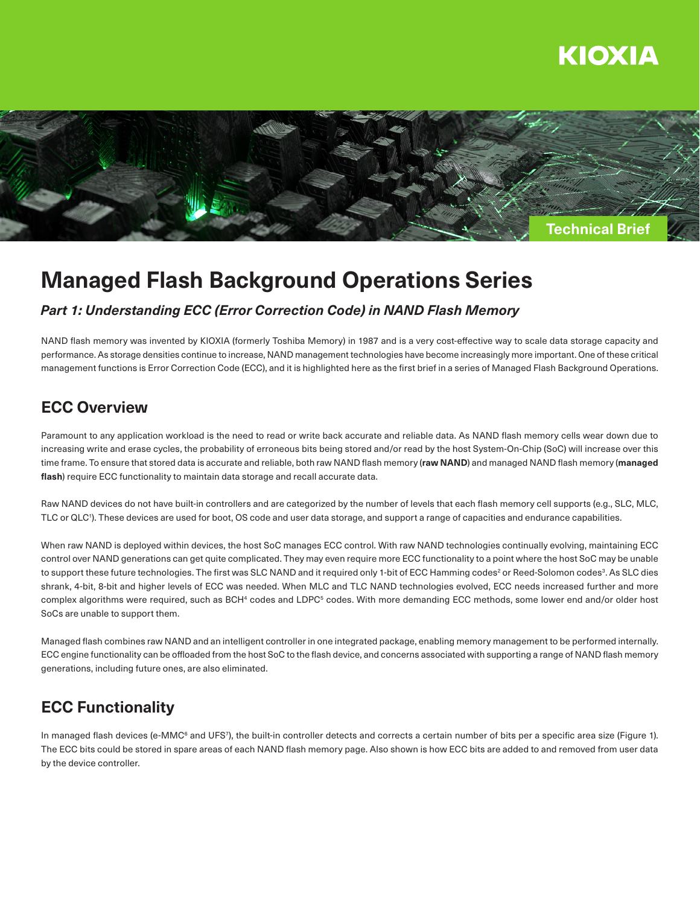KIOXIA

Technical Brief

# Managed Flash Background Operations Series

### *Part 1: Understanding ECC (Error Correction Code) in NAND Flash Memory*

NAND flash memory was invented by KIOXIA (formerly Toshiba Memory) in 1987 and is a very cost-effective way to scale data storage capacity and performance. As storage densities continue to increase, NAND management technologies have become increasingly more important. One of these critical management functions is Error Correction Code (ECC), and it is highlighted here as the first brief in a series of Managed Flash Background Operations.

## ECC Overview

Paramount to any application workload is the need to read or write back accurate and reliable data. As NAND flash memory cells wear down due to increasing write and erase cycles, the probability of erroneous bits being stored and/or read by the host System-On-Chip (SoC) will increase over this time frame. To ensure that stored data is accurate and reliable, both raw NAND flash memory (**raw NAND**) and managed NAND flash memory (**managed flash**) require ECC functionality to maintain data storage and recall accurate data.

Raw NAND devices do not have built-in controllers and are categorized by the number of levels that each flash memory cell supports (e.g., SLC, MLC, TLC or QLC[1]). These devices are used for boot, OS code and user data storage, and support a range of capacities and endurance capabilities.

When raw NAND is deployed within devices, the host SoC manages ECC control. With raw NAND technologies continually evolving, maintaining ECC control over NAND generations can get quite complicated. They may even require more ECC functionality to a point where the host SoC may be unable to support these future technologies. The first was SLC NAND and it required only 1-bit of ECC Hamming codes[2] or Reed-Solomon codes[3]. As SLC dies shrank, 4-bit, 8-bit and higher levels of ECC was needed. When MLC and TLC NAND technologies evolved, ECC needs increased further and more complex algorithms were required, such as BCH[4] codes and LDPC[5] codes. With more demanding ECC methods, some lower end and/or older host SoCs are unable to support them.

Managed flash combines raw NAND and an intelligent controller in one integrated package, enabling memory management to be performed internally. ECC engine functionality can be offloaded from the host SoC to the flash device, and concerns associated with supporting a range of NAND flash memory generations, including future ones, are also eliminated.

## ECC Functionality

In managed flash devices (e-MMC[6] and UFS[7]), the built-in controller detects and corrects a certain number of bits per a specific area size (Figure 1). The ECC bits could be stored in spare areas of each NAND flash memory page. Also shown is how ECC bits are added to and removed from user data by the device controller.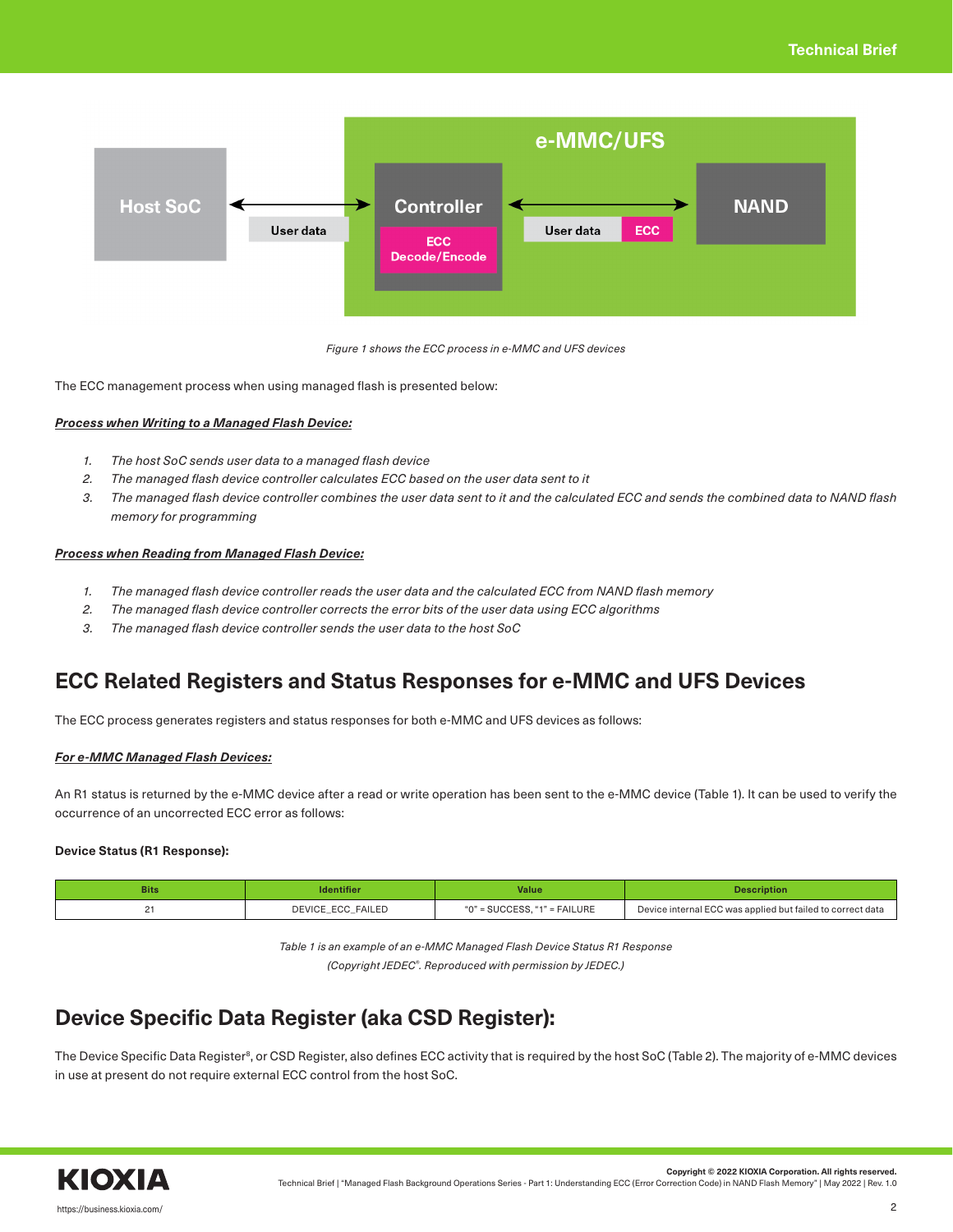Figure 1 shows the ECC process in e-MMC and UFS devices

The ECC management process when using managed flash is presented below:

***Process when Writing to a Managed Flash Device:***

1. *The host SoC sends user data to a managed flash device*
2. *The managed flash device controller calculates ECC based on the user data sent to it*
3. *The managed flash device controller combines the user data sent to it and the calculated ECC and sends the combined data to NAND flash memory for programming*

***Process when Reading from Managed Flash Device:***

1. *The managed flash device controller reads the user data and the calculated ECC from NAND flash memory*
2. *The managed flash device controller corrects the error bits of the user data using ECC algorithms*
3. *The managed flash device controller sends the user data to the host SoC*

## ECC Related Registers and Status Responses for e-MMC and UFS Devices

The ECC process generates registers and status responses for both e-MMC and UFS devices as follows:

***For e-MMC Managed Flash Devices:***

An R1 status is returned by the e-MMC device after a read or write operation has been sent to the e-MMC device (Table 1). It can be used to verify the occurrence of an uncorrected ECC error as follows:

**Device Status (R1 Response):**

| Bits | Identifier | Value | Description |
| --- | --- | --- | --- |
| 21 | DEVICE_ECC_FAILED | "0" = SUCCESS, "1" = FAILURE | Device internal ECC was applied but failed to correct data |

*Table 1 is an example of an e-MMC Managed Flash Device Status R1 Response*
*(Copyright JEDEC®. Reproduced with permission by JEDEC.)*

## Device Specific Data Register (aka CSD Register):

The Device Specific Data Register[8], or CSD Register, also defines ECC activity that is required by the host SoC (Table 2). The majority of e-MMC devices in use at present do not require external ECC control from the host SoC.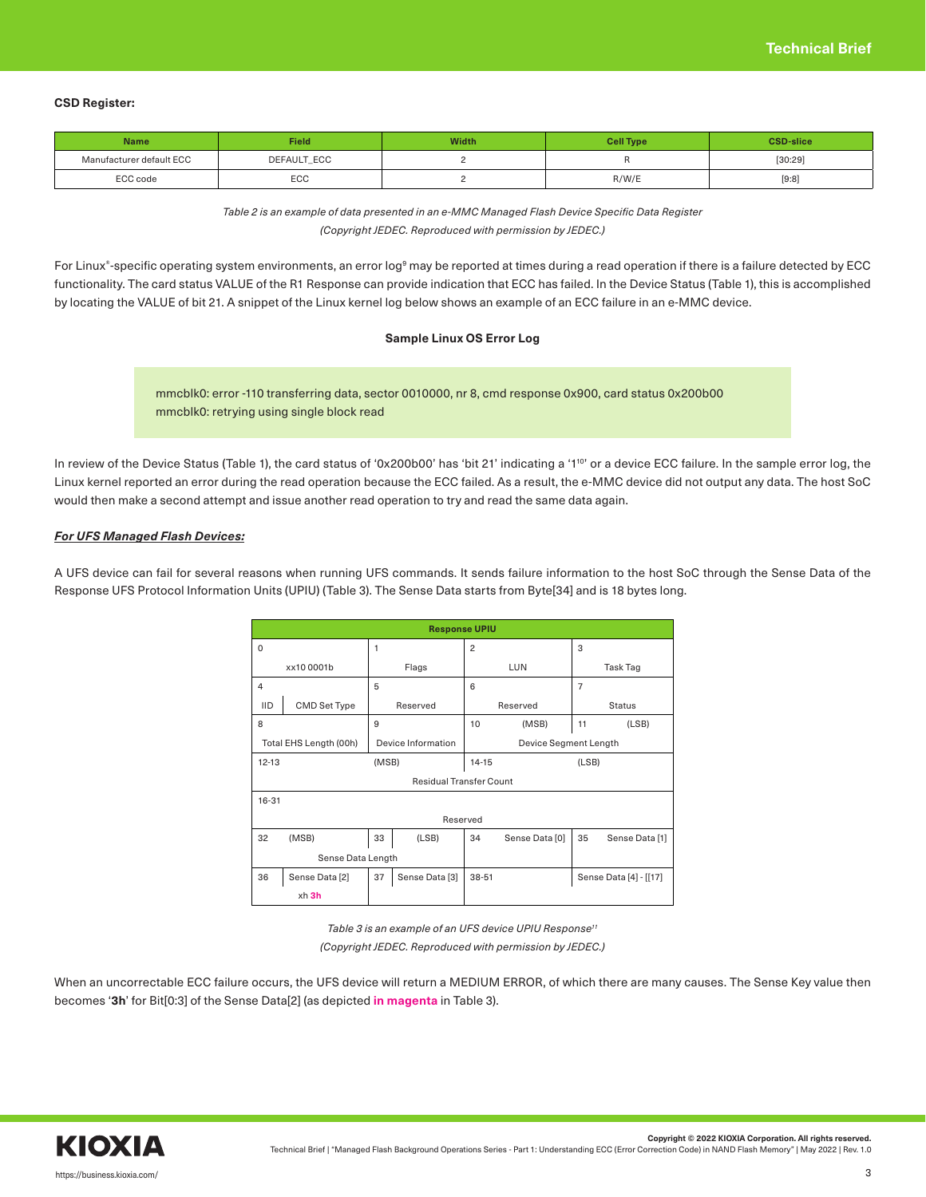**CSD Register:**

| Name | Field | Width | Cell Type | CSD-slice |
|---|---|---|---|---|
| Manufacturer default ECC | DEFAULT_ECC | 2 | R | [30:29] |
| ECC code | ECC | 2 | R/W/E | [9:8] |

*Table 2 is an example of data presented in an e-MMC Managed Flash Device Specific Data Register*
*(Copyright JEDEC. Reproduced with permission by JEDEC.)*

For Linux®-specific operating system environments, an error log[9] may be reported at times during a read operation if there is a failure detected by ECC functionality. The card status VALUE of the R1 Response can provide indication that ECC has failed. In the Device Status (Table 1), this is accomplished by locating the VALUE of bit 21. A snippet of the Linux kernel log below shows an example of an ECC failure in an e-MMC device.

**Sample Linux OS Error Log**

```
mmcblk0: error -110 transferring data, sector 0010000, nr 8, cmd response 0x900, card status 0x200b00
mmcblk0: retrying using single block read
```

In review of the Device Status (Table 1), the card status of '0x200b00' has 'bit 21' indicating a '1[10]' or a device ECC failure. In the sample error log, the Linux kernel reported an error during the read operation because the ECC failed. As a result, the e-MMC device did not output any data. The host SoC would then make a second attempt and issue another read operation to try and read the same data again.

***For UFS Managed Flash Devices:***

A UFS device can fail for several reasons when running UFS commands. It sends failure information to the host SoC through the Sense Data of the Response UFS Protocol Information Units (UPIU) (Table 3). The Sense Data starts from Byte[34] and is 18 bytes long.

| Response UPIU | | | |
|---|---|---|---|
| 0<br>xx10 0001b | 1<br>Flags | 2<br>LUN | 3<br>Task Tag |
| 4<br>IID / CMD Set Type | 5<br>Reserved | 6<br>Reserved | 7<br>Status |
| 8<br>Total EHS Length (00h) | 9<br>Device Information | 10 (MSB)<br>Device Segment Length | 11 (LSB) |
| 12-13 (MSB)<br>Residual Transfer Count | | 14-15 (LSB) | |
| 16-31<br>Reserved | | | |
| 32 (MSB)<br>Sense Data Length | 33 (LSB) | 34 Sense Data [0] | 35 Sense Data [1] |
| 36 Sense Data [2]<br>xh **3h** | 37 Sense Data [3] | 38-51 | Sense Data [4] - [[17] |

*Table 3 is an example of an UFS device UPIU Response[11]*
*(Copyright JEDEC. Reproduced with permission by JEDEC.)*

When an uncorrectable ECC failure occurs, the UFS device will return a MEDIUM ERROR, of which there are many causes. The Sense Key value then becomes '**3h**' for Bit[0:3] of the Sense Data[2] (as depicted **in magenta** in Table 3).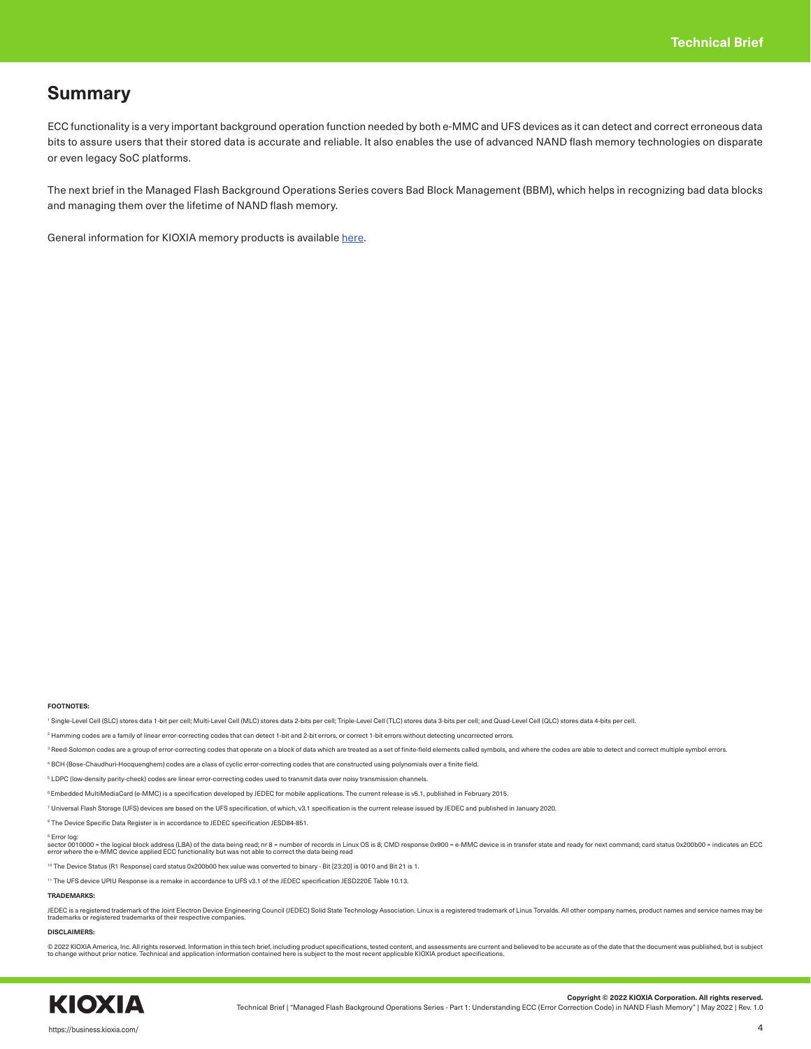## Summary

ECC functionality is a very important background operation function needed by both e-MMC and UFS devices as it can detect and correct erroneous data bits to assure users that their stored data is accurate and reliable. It also enables the use of advanced NAND flash memory technologies on disparate or even legacy SoC platforms.

The next brief in the Managed Flash Background Operations Series covers Bad Block Management (BBM), which helps in recognizing bad data blocks and managing them over the lifetime of NAND flash memory.

General information for KIOXIA memory products is available here.

**FOOTNOTES:**

[1] Single-Level Cell (SLC) stores data 1-bit per cell; Multi-Level Cell (MLC) stores data 2-bits per cell; Triple-Level Cell (TLC) stores data 3-bits per cell; and Quad-Level Cell (QLC) stores data 4-bits per cell.

[2] Hamming codes are a family of linear error-correcting codes that can detect 1-bit and 2-bit errors, or correct 1-bit errors without detecting uncorrected errors.

[3] Reed-Solomon codes are a group of error-correcting codes that operate on a block of data which are treated as a set of finite-field elements called symbols, and where the codes are able to detect and correct multiple symbol errors.

[4] BCH (Bose-Chaudhuri-Hocquenghem) codes are a class of cyclic error-correcting codes that are constructed using polynomials over a finite field.

[5] LDPC (low-density parity-check) codes are linear error-correcting codes used to transmit data over noisy transmission channels.

[6] Embedded MultiMediaCard (e-MMC) is a specification developed by JEDEC for mobile applications. The current release is v5.1, published in February 2015.

[7] Universal Flash Storage (UFS) devices are based on the UFS specification, of which, v3.1 specification is the current release issued by JEDEC and published in January 2020.

[8] The Device Specific Data Register is in accordance to JEDEC specification JESD84-B51.

[9] Error log:
sector 0010000 = the logical block address (LBA) of the data being read; nr 8 = number of records in Linux OS is 8; CMD response 0x900 = e-MMC device is in transfer state and ready for next command; card status 0x200b00 = indicates an ECC error where the e-MMC device applied ECC functionality but was not able to correct the data being read

[10] The Device Status (R1 Response) card status 0x200b00 hex value was converted to binary - Bit [23:20] is 0010 and Bit 21 is 1.

[11] The UFS device UPIU Response is a remake in accordance to UFS v3.1 of the JEDEC specification JESD220E Table 10.13.

**TRADEMARKS:**

JEDEC is a registered trademark of the Joint Electron Device Engineering Council (JEDEC) Solid State Technology Association. Linux is a registered trademark of Linus Torvalds. All other company names, product names and service names may be trademarks or registered trademarks of their respective companies.

**DISCLAIMERS:**

© 2022 KIOXIA America, Inc. All rights reserved. Information in this tech brief, including product specifications, tested content, and assessments are current and believed to be accurate as of the date that the document was published, but is subject to change without prior notice. Technical and application information contained here is subject to the most recent applicable KIOXIA product specifications.